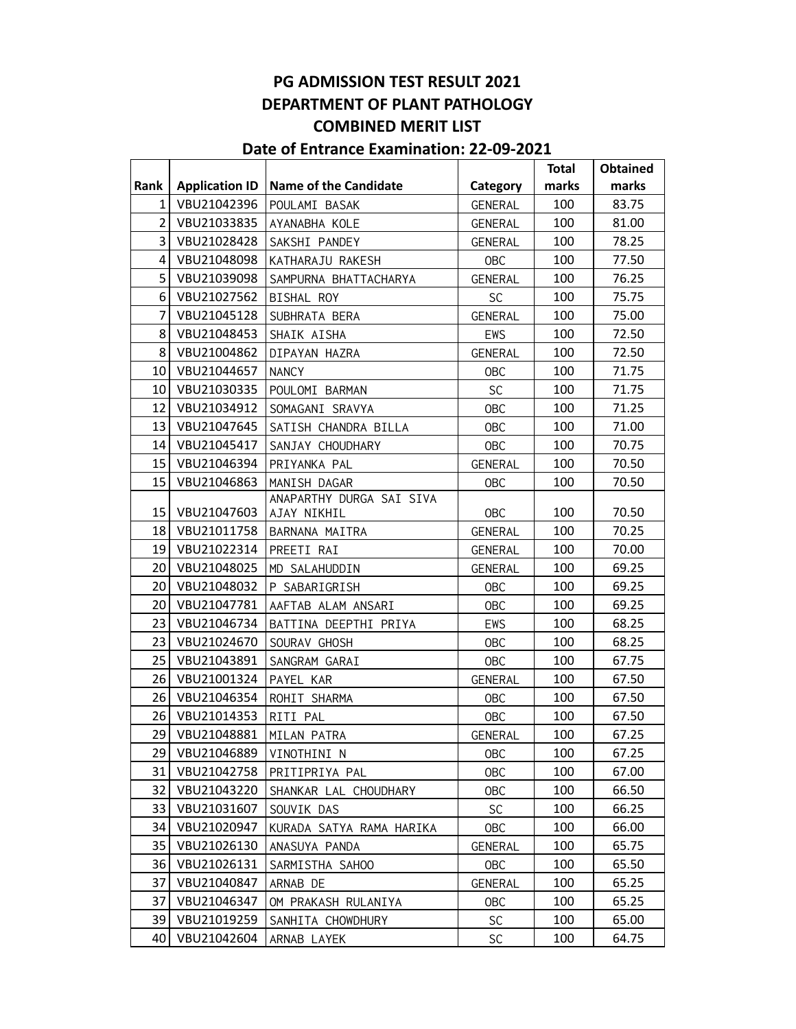# PG ADMISSION TEST RESULT 2021

## DEPARTMENT OF PLANT PATHOLOGY

## COMBINED MERIT LIST

## Date of Entrance Examination: 22-09-2021

| Rank | Application ID | Name of the Candidate | Category | Total marks | Obtained marks |
|---|---|---|---|---|---|
| 1 | VBU21042396 | POULAMI BASAK | GENERAL | 100 | 83.75 |
| 2 | VBU21033835 | AYANABHA KOLE | GENERAL | 100 | 81.00 |
| 3 | VBU21028428 | SAKSHI PANDEY | GENERAL | 100 | 78.25 |
| 4 | VBU21048098 | KATHARAJU RAKESH | OBC | 100 | 77.50 |
| 5 | VBU21039098 | SAMPURNA BHATTACHARYA | GENERAL | 100 | 76.25 |
| 6 | VBU21027562 | BISHAL ROY | SC | 100 | 75.75 |
| 7 | VBU21045128 | SUBHRATA BERA | GENERAL | 100 | 75.00 |
| 8 | VBU21048453 | SHAIK AISHA | EWS | 100 | 72.50 |
| 8 | VBU21004862 | DIPAYAN HAZRA | GENERAL | 100 | 72.50 |
| 10 | VBU21044657 | NANCY | OBC | 100 | 71.75 |
| 10 | VBU21030335 | POULOMI BARMAN | SC | 100 | 71.75 |
| 12 | VBU21034912 | SOMAGANI SRAVYA | OBC | 100 | 71.25 |
| 13 | VBU21047645 | SATISH CHANDRA BILLA | OBC | 100 | 71.00 |
| 14 | VBU21045417 | SANJAY CHOUDHARY | OBC | 100 | 70.75 |
| 15 | VBU21046394 | PRIYANKA PAL | GENERAL | 100 | 70.50 |
| 15 | VBU21046863 | MANISH DAGAR | OBC | 100 | 70.50 |
| 15 | VBU21047603 | ANAPARTHY DURGA SAI SIVA AJAY NIKHIL | OBC | 100 | 70.50 |
| 18 | VBU21011758 | BARNANA MAITRA | GENERAL | 100 | 70.25 |
| 19 | VBU21022314 | PREETI RAI | GENERAL | 100 | 70.00 |
| 20 | VBU21048025 | MD SALAHUDDIN | GENERAL | 100 | 69.25 |
| 20 | VBU21048032 | P SABARIGRISH | OBC | 100 | 69.25 |
| 20 | VBU21047781 | AAFTAB ALAM ANSARI | OBC | 100 | 69.25 |
| 23 | VBU21046734 | BATTINA DEEPTHI PRIYA | EWS | 100 | 68.25 |
| 23 | VBU21024670 | SOURAV GHOSH | OBC | 100 | 68.25 |
| 25 | VBU21043891 | SANGRAM GARAI | OBC | 100 | 67.75 |
| 26 | VBU21001324 | PAYEL KAR | GENERAL | 100 | 67.50 |
| 26 | VBU21046354 | ROHIT SHARMA | OBC | 100 | 67.50 |
| 26 | VBU21014353 | RITI PAL | OBC | 100 | 67.50 |
| 29 | VBU21048881 | MILAN PATRA | GENERAL | 100 | 67.25 |
| 29 | VBU21046889 | VINOTHINI N | OBC | 100 | 67.25 |
| 31 | VBU21042758 | PRITIPRIYA PAL | OBC | 100 | 67.00 |
| 32 | VBU21043220 | SHANKAR LAL CHOUDHARY | OBC | 100 | 66.50 |
| 33 | VBU21031607 | SOUVIK DAS | SC | 100 | 66.25 |
| 34 | VBU21020947 | KURADA SATYA RAMA HARIKA | OBC | 100 | 66.00 |
| 35 | VBU21026130 | ANASUYA PANDA | GENERAL | 100 | 65.75 |
| 36 | VBU21026131 | SARMISTHA SAHOO | OBC | 100 | 65.50 |
| 37 | VBU21040847 | ARNAB DE | GENERAL | 100 | 65.25 |
| 37 | VBU21046347 | OM PRAKASH RULANIYA | OBC | 100 | 65.25 |
| 39 | VBU21019259 | SANHITA CHOWDHURY | SC | 100 | 65.00 |
| 40 | VBU21042604 | ARNAB LAYEK | SC | 100 | 64.75 |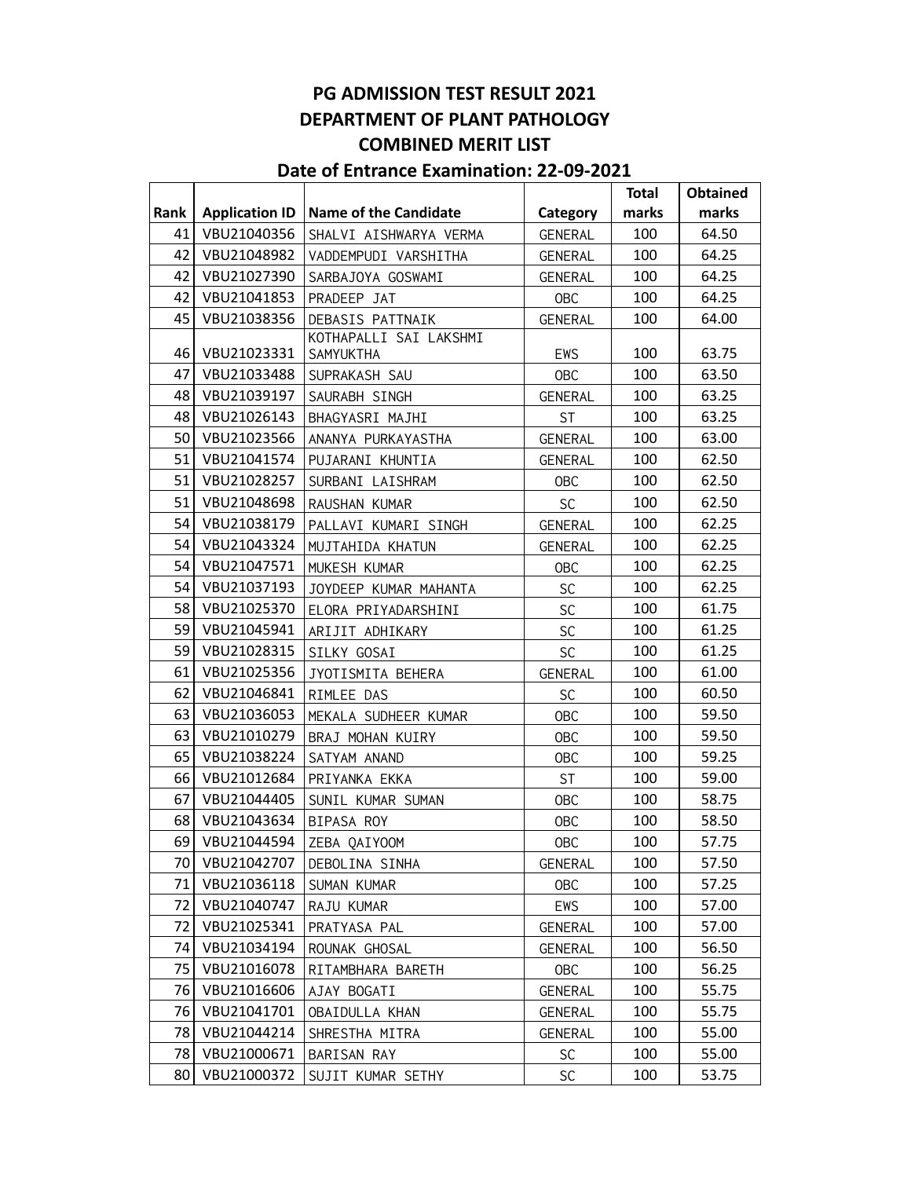# PG ADMISSION TEST RESULT 2021

## DEPARTMENT OF PLANT PATHOLOGY

## COMBINED MERIT LIST

## Date of Entrance Examination: 22-09-2021

| Rank | Application ID | Name of the Candidate | Category | Total marks | Obtained marks |
|---|---|---|---|---|---|
| 41 | VBU21040356 | SHALVI AISHWARYA VERMA | GENERAL | 100 | 64.50 |
| 42 | VBU21048982 | VADDEMPUDI VARSHITHA | GENERAL | 100 | 64.25 |
| 42 | VBU21027390 | SARBAJOYA GOSWAMI | GENERAL | 100 | 64.25 |
| 42 | VBU21041853 | PRADEEP JAT | OBC | 100 | 64.25 |
| 45 | VBU21038356 | DEBASIS PATTNAIK | GENERAL | 100 | 64.00 |
| 46 | VBU21023331 | KOTHAPALLI SAI LAKSHMI SAMYUKTHA | EWS | 100 | 63.75 |
| 47 | VBU21033488 | SUPRAKASH SAU | OBC | 100 | 63.50 |
| 48 | VBU21039197 | SAURABH SINGH | GENERAL | 100 | 63.25 |
| 48 | VBU21026143 | BHAGYASRI MAJHI | ST | 100 | 63.25 |
| 50 | VBU21023566 | ANANYA PURKAYASTHA | GENERAL | 100 | 63.00 |
| 51 | VBU21041574 | PUJARANI KHUNTIA | GENERAL | 100 | 62.50 |
| 51 | VBU21028257 | SURBANI LAISHRAM | OBC | 100 | 62.50 |
| 51 | VBU21048698 | RAUSHAN KUMAR | SC | 100 | 62.50 |
| 54 | VBU21038179 | PALLAVI KUMARI SINGH | GENERAL | 100 | 62.25 |
| 54 | VBU21043324 | MUJTAHIDA KHATUN | GENERAL | 100 | 62.25 |
| 54 | VBU21047571 | MUKESH KUMAR | OBC | 100 | 62.25 |
| 54 | VBU21037193 | JOYDEEP KUMAR MAHANTA | SC | 100 | 62.25 |
| 58 | VBU21025370 | ELORA PRIYADARSHINI | SC | 100 | 61.75 |
| 59 | VBU21045941 | ARIJIT ADHIKARY | SC | 100 | 61.25 |
| 59 | VBU21028315 | SILKY GOSAI | SC | 100 | 61.25 |
| 61 | VBU21025356 | JYOTISMITA BEHERA | GENERAL | 100 | 61.00 |
| 62 | VBU21046841 | RIMLEE DAS | SC | 100 | 60.50 |
| 63 | VBU21036053 | MEKALA SUDHEER KUMAR | OBC | 100 | 59.50 |
| 63 | VBU21010279 | BRAJ MOHAN KUIRY | OBC | 100 | 59.50 |
| 65 | VBU21038224 | SATYAM ANAND | OBC | 100 | 59.25 |
| 66 | VBU21012684 | PRIYANKA EKKA | ST | 100 | 59.00 |
| 67 | VBU21044405 | SUNIL KUMAR SUMAN | OBC | 100 | 58.75 |
| 68 | VBU21043634 | BIPASA ROY | OBC | 100 | 58.50 |
| 69 | VBU21044594 | ZEBA QAIYOOM | OBC | 100 | 57.75 |
| 70 | VBU21042707 | DEBOLINA SINHA | GENERAL | 100 | 57.50 |
| 71 | VBU21036118 | SUMAN KUMAR | OBC | 100 | 57.25 |
| 72 | VBU21040747 | RAJU KUMAR | EWS | 100 | 57.00 |
| 72 | VBU21025341 | PRATYASA PAL | GENERAL | 100 | 57.00 |
| 74 | VBU21034194 | ROUNAK GHOSAL | GENERAL | 100 | 56.50 |
| 75 | VBU21016078 | RITAMBHARA BARETH | OBC | 100 | 56.25 |
| 76 | VBU21016606 | AJAY BOGATI | GENERAL | 100 | 55.75 |
| 76 | VBU21041701 | OBAIDULLA KHAN | GENERAL | 100 | 55.75 |
| 78 | VBU21044214 | SHRESTHA MITRA | GENERAL | 100 | 55.00 |
| 78 | VBU21000671 | BARISAN RAY | SC | 100 | 55.00 |
| 80 | VBU21000372 | SUJIT KUMAR SETHY | SC | 100 | 53.75 |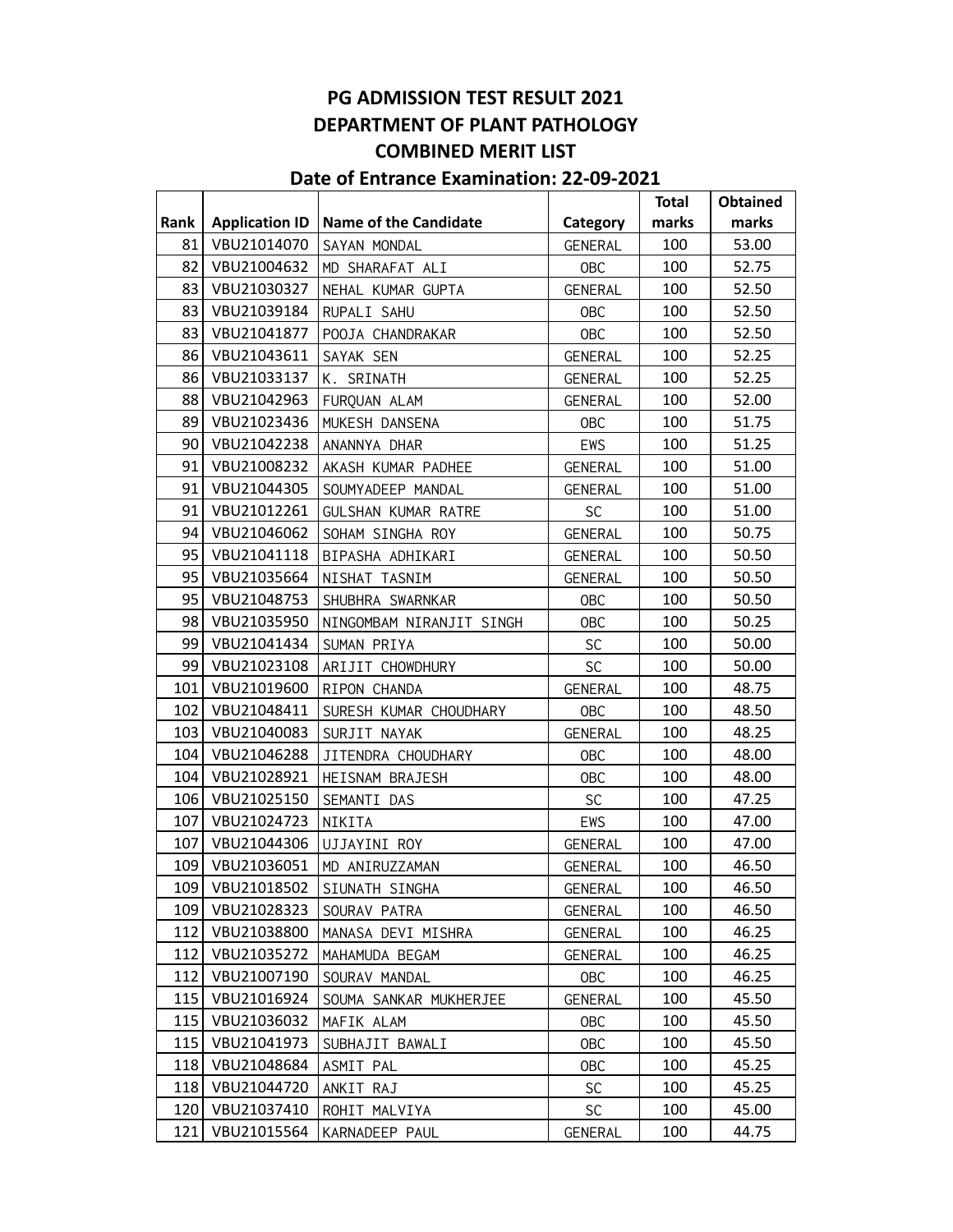# PG ADMISSION TEST RESULT 2021
## DEPARTMENT OF PLANT PATHOLOGY
## COMBINED MERIT LIST
### Date of Entrance Examination: 22-09-2021

| Rank | Application ID | Name of the Candidate | Category | Total marks | Obtained marks |
|---|---|---|---|---|---|
| 81 | VBU21014070 | SAYAN MONDAL | GENERAL | 100 | 53.00 |
| 82 | VBU21004632 | MD SHARAFAT ALI | OBC | 100 | 52.75 |
| 83 | VBU21030327 | NEHAL KUMAR GUPTA | GENERAL | 100 | 52.50 |
| 83 | VBU21039184 | RUPALI SAHU | OBC | 100 | 52.50 |
| 83 | VBU21041877 | POOJA CHANDRAKAR | OBC | 100 | 52.50 |
| 86 | VBU21043611 | SAYAK SEN | GENERAL | 100 | 52.25 |
| 86 | VBU21033137 | K. SRINATH | GENERAL | 100 | 52.25 |
| 88 | VBU21042963 | FURQUAN ALAM | GENERAL | 100 | 52.00 |
| 89 | VBU21023436 | MUKESH DANSENA | OBC | 100 | 51.75 |
| 90 | VBU21042238 | ANANNYA DHAR | EWS | 100 | 51.25 |
| 91 | VBU21008232 | AKASH KUMAR PADHEE | GENERAL | 100 | 51.00 |
| 91 | VBU21044305 | SOUMYADEEP MANDAL | GENERAL | 100 | 51.00 |
| 91 | VBU21012261 | GULSHAN KUMAR RATRE | SC | 100 | 51.00 |
| 94 | VBU21046062 | SOHAM SINGHA ROY | GENERAL | 100 | 50.75 |
| 95 | VBU21041118 | BIPASHA ADHIKARI | GENERAL | 100 | 50.50 |
| 95 | VBU21035664 | NISHAT TASNIM | GENERAL | 100 | 50.50 |
| 95 | VBU21048753 | SHUBHRA SWARNKAR | OBC | 100 | 50.50 |
| 98 | VBU21035950 | NINGOMBAM NIRANJIT SINGH | OBC | 100 | 50.25 |
| 99 | VBU21041434 | SUMAN PRIYA | SC | 100 | 50.00 |
| 99 | VBU21023108 | ARIJIT CHOWDHURY | SC | 100 | 50.00 |
| 101 | VBU21019600 | RIPON CHANDA | GENERAL | 100 | 48.75 |
| 102 | VBU21048411 | SURESH KUMAR CHOUDHARY | OBC | 100 | 48.50 |
| 103 | VBU21040083 | SURJIT NAYAK | GENERAL | 100 | 48.25 |
| 104 | VBU21046288 | JITENDRA CHOUDHARY | OBC | 100 | 48.00 |
| 104 | VBU21028921 | HEISNAM BRAJESH | OBC | 100 | 48.00 |
| 106 | VBU21025150 | SEMANTI DAS | SC | 100 | 47.25 |
| 107 | VBU21024723 | NIKITA | EWS | 100 | 47.00 |
| 107 | VBU21044306 | UJJAYINI ROY | GENERAL | 100 | 47.00 |
| 109 | VBU21036051 | MD ANIRUZZAMAN | GENERAL | 100 | 46.50 |
| 109 | VBU21018502 | SIUNATH SINGHA | GENERAL | 100 | 46.50 |
| 109 | VBU21028323 | SOURAV PATRA | GENERAL | 100 | 46.50 |
| 112 | VBU21038800 | MANASA DEVI MISHRA | GENERAL | 100 | 46.25 |
| 112 | VBU21035272 | MAHAMUDA BEGAM | GENERAL | 100 | 46.25 |
| 112 | VBU21007190 | SOURAV MANDAL | OBC | 100 | 46.25 |
| 115 | VBU21016924 | SOUMA SANKAR MUKHERJEE | GENERAL | 100 | 45.50 |
| 115 | VBU21036032 | MAFIK ALAM | OBC | 100 | 45.50 |
| 115 | VBU21041973 | SUBHAJIT BAWALI | OBC | 100 | 45.50 |
| 118 | VBU21048684 | ASMIT PAL | OBC | 100 | 45.25 |
| 118 | VBU21044720 | ANKIT RAJ | SC | 100 | 45.25 |
| 120 | VBU21037410 | ROHIT MALVIYA | SC | 100 | 45.00 |
| 121 | VBU21015564 | KARNADEEP PAUL | GENERAL | 100 | 44.75 |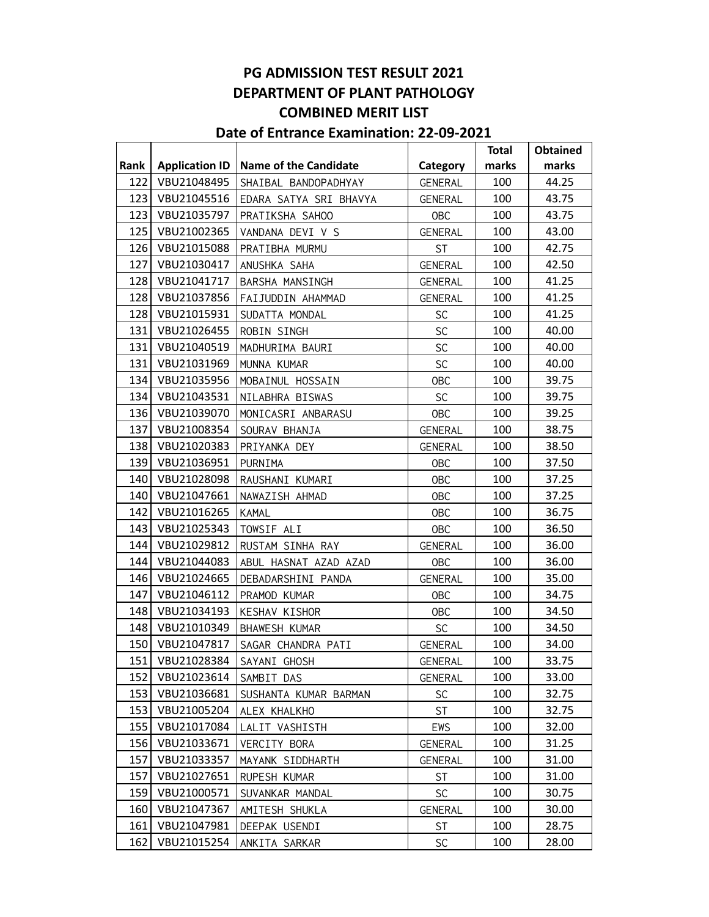# PG ADMISSION TEST RESULT 2021
## DEPARTMENT OF PLANT PATHOLOGY
## COMBINED MERIT LIST
### Date of Entrance Examination: 22-09-2021

| Rank | Application ID | Name of the Candidate | Category | Total marks | Obtained marks |
|---|---|---|---|---|---|
| 122 | VBU21048495 | SHAIBAL BANDOPADHYAY | GENERAL | 100 | 44.25 |
| 123 | VBU21045516 | EDARA SATYA SRI BHAVYA | GENERAL | 100 | 43.75 |
| 123 | VBU21035797 | PRATIKSHA SAHOO | OBC | 100 | 43.75 |
| 125 | VBU21002365 | VANDANA DEVI V S | GENERAL | 100 | 43.00 |
| 126 | VBU21015088 | PRATIBHA MURMU | ST | 100 | 42.75 |
| 127 | VBU21030417 | ANUSHKA SAHA | GENERAL | 100 | 42.50 |
| 128 | VBU21041717 | BARSHA MANSINGH | GENERAL | 100 | 41.25 |
| 128 | VBU21037856 | FAIJUDDIN AHAMMAD | GENERAL | 100 | 41.25 |
| 128 | VBU21015931 | SUDATTA MONDAL | SC | 100 | 41.25 |
| 131 | VBU21026455 | ROBIN SINGH | SC | 100 | 40.00 |
| 131 | VBU21040519 | MADHURIMA BAURI | SC | 100 | 40.00 |
| 131 | VBU21031969 | MUNNA KUMAR | SC | 100 | 40.00 |
| 134 | VBU21035956 | MOBAINUL HOSSAIN | OBC | 100 | 39.75 |
| 134 | VBU21043531 | NILABHRA BISWAS | SC | 100 | 39.75 |
| 136 | VBU21039070 | MONICASRI ANBARASU | OBC | 100 | 39.25 |
| 137 | VBU21008354 | SOURAV BHANJA | GENERAL | 100 | 38.75 |
| 138 | VBU21020383 | PRIYANKA DEY | GENERAL | 100 | 38.50 |
| 139 | VBU21036951 | PURNIMA | OBC | 100 | 37.50 |
| 140 | VBU21028098 | RAUSHANI KUMARI | OBC | 100 | 37.25 |
| 140 | VBU21047661 | NAWAZISH AHMAD | OBC | 100 | 37.25 |
| 142 | VBU21016265 | KAMAL | OBC | 100 | 36.75 |
| 143 | VBU21025343 | TOWSIF ALI | OBC | 100 | 36.50 |
| 144 | VBU21029812 | RUSTAM SINHA RAY | GENERAL | 100 | 36.00 |
| 144 | VBU21044083 | ABUL HASNAT AZAD AZAD | OBC | 100 | 36.00 |
| 146 | VBU21024665 | DEBADARSHINI PANDA | GENERAL | 100 | 35.00 |
| 147 | VBU21046112 | PRAMOD KUMAR | OBC | 100 | 34.75 |
| 148 | VBU21034193 | KESHAV KISHOR | OBC | 100 | 34.50 |
| 148 | VBU21010349 | BHAWESH KUMAR | SC | 100 | 34.50 |
| 150 | VBU21047817 | SAGAR CHANDRA PATI | GENERAL | 100 | 34.00 |
| 151 | VBU21028384 | SAYANI GHOSH | GENERAL | 100 | 33.75 |
| 152 | VBU21023614 | SAMBIT DAS | GENERAL | 100 | 33.00 |
| 153 | VBU21036681 | SUSHANTA KUMAR BARMAN | SC | 100 | 32.75 |
| 153 | VBU21005204 | ALEX KHALKHO | ST | 100 | 32.75 |
| 155 | VBU21017084 | LALIT VASHISTH | EWS | 100 | 32.00 |
| 156 | VBU21033671 | VERCITY BORA | GENERAL | 100 | 31.25 |
| 157 | VBU21033357 | MAYANK SIDDHARTH | GENERAL | 100 | 31.00 |
| 157 | VBU21027651 | RUPESH KUMAR | ST | 100 | 31.00 |
| 159 | VBU21000571 | SUVANKAR MANDAL | SC | 100 | 30.75 |
| 160 | VBU21047367 | AMITESH SHUKLA | GENERAL | 100 | 30.00 |
| 161 | VBU21047981 | DEEPAK USENDI | ST | 100 | 28.75 |
| 162 | VBU21015254 | ANKITA SARKAR | SC | 100 | 28.00 |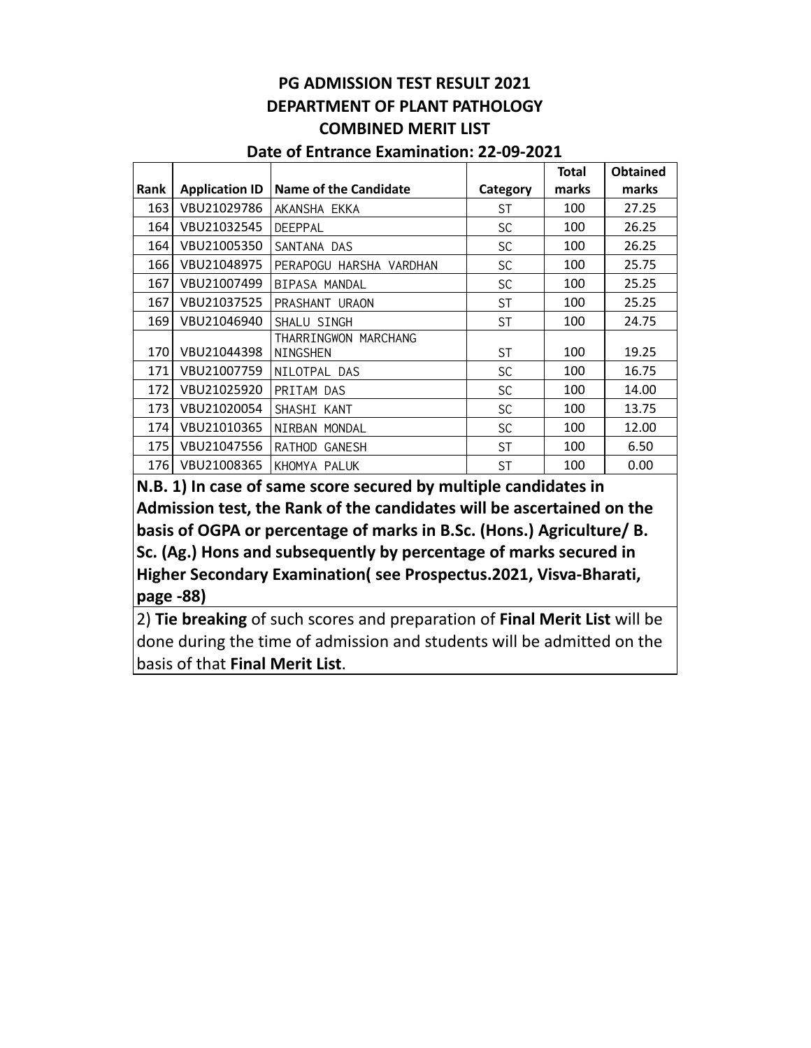# PG ADMISSION TEST RESULT 2021
## DEPARTMENT OF PLANT PATHOLOGY
## COMBINED MERIT LIST
### Date of Entrance Examination: 22-09-2021

| Rank | Application ID | Name of the Candidate | Category | Total marks | Obtained marks |
|---|---|---|---|---|---|
| 163 | VBU21029786 | AKANSHA EKKA | ST | 100 | 27.25 |
| 164 | VBU21032545 | DEEPPAL | SC | 100 | 26.25 |
| 164 | VBU21005350 | SANTANA DAS | SC | 100 | 26.25 |
| 166 | VBU21048975 | PERAPOGU HARSHA VARDHAN | SC | 100 | 25.75 |
| 167 | VBU21007499 | BIPASA MANDAL | SC | 100 | 25.25 |
| 167 | VBU21037525 | PRASHANT URAON | ST | 100 | 25.25 |
| 169 | VBU21046940 | SHALU SINGH | ST | 100 | 24.75 |
| 170 | VBU21044398 | THARRINGWON MARCHANG NINGSHEN | ST | 100 | 19.25 |
| 171 | VBU21007759 | NILOTPAL DAS | SC | 100 | 16.75 |
| 172 | VBU21025920 | PRITAM DAS | SC | 100 | 14.00 |
| 173 | VBU21020054 | SHASHI KANT | SC | 100 | 13.75 |
| 174 | VBU21010365 | NIRBAN MONDAL | SC | 100 | 12.00 |
| 175 | VBU21047556 | RATHOD GANESH | ST | 100 | 6.50 |
| 176 | VBU21008365 | KHOMYA PALUK | ST | 100 | 0.00 |

**N.B. 1) In case of same score secured by multiple candidates in Admission test, the Rank of the candidates will be ascertained on the basis of OGPA or percentage of marks in B.Sc. (Hons.) Agriculture/ B. Sc. (Ag.) Hons and subsequently by percentage of marks secured in Higher Secondary Examination( see Prospectus.2021, Visva-Bharati, page -88)**

2) **Tie breaking** of such scores and preparation of **Final Merit List** will be done during the time of admission and students will be admitted on the basis of that **Final Merit List**.